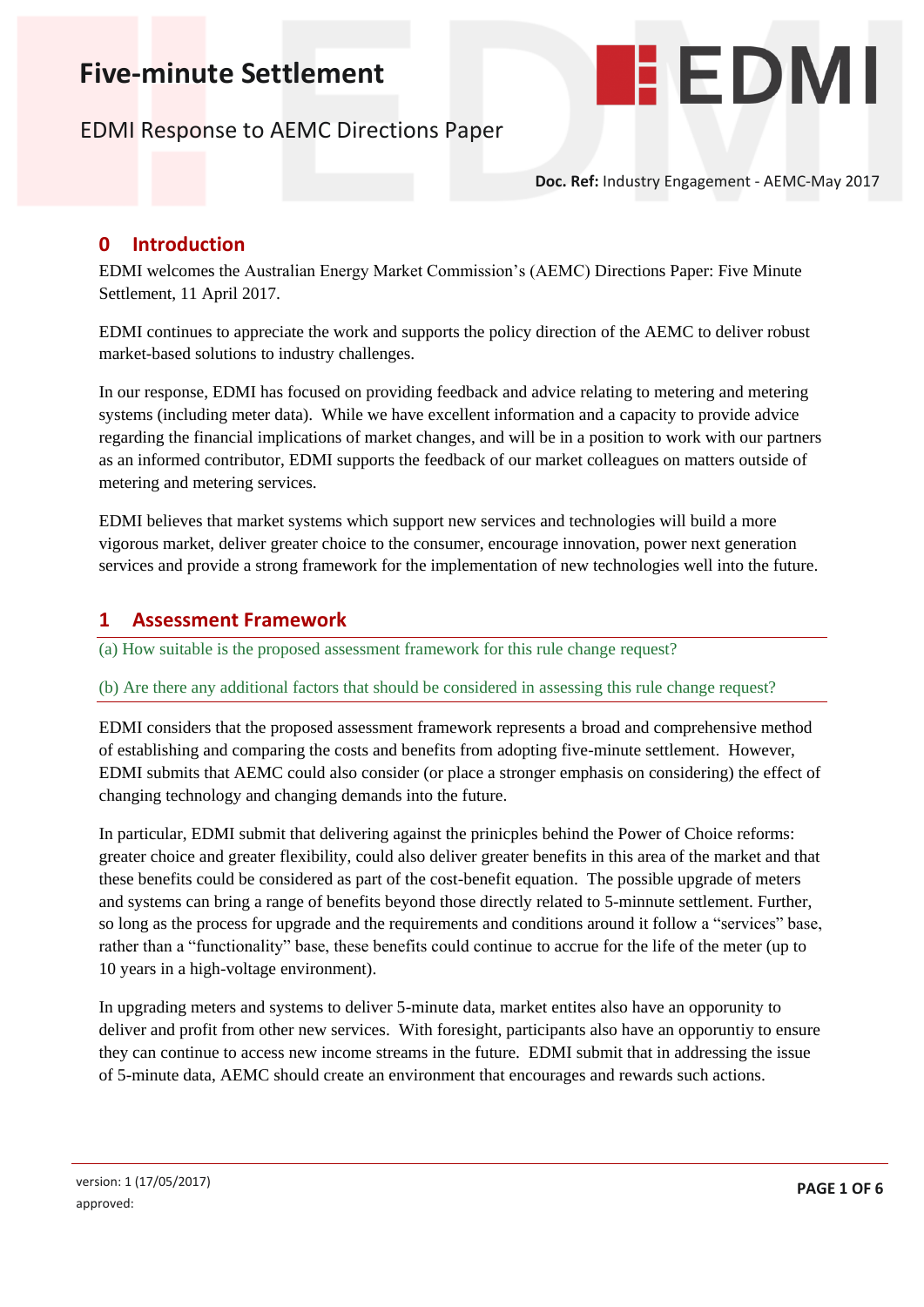# Five-minute Settlement

EDMI Response to AEMC Directions Paper

**Doc. Ref:** Industry Engagement - AEMC-May 2017

## 0 Introduction

EDMI welcomes the Australian Energy Market Commission's (AEMC) Directions Paper: Five Minute Settlement, 11 April 2017.

EDMI continues to appreciate the work and supports the policy direction of the AEMC to deliver robust market-based solutions to industry challenges.

In our response, EDMI has focused on providing feedback and advice relating to metering and metering systems (including meter data). While we have excellent information and a capacity to provide advice regarding the financial implications of market changes, and will be in a position to work with our partners as an informed contributor, EDMI supports the feedback of our market colleagues on matters outside of metering and metering services.

EDMI believes that market systems which support new services and technologies will build a more vigorous market, deliver greater choice to the consumer, encourage innovation, power next generation services and provide a strong framework for the implementation of new technologies well into the future.

## 1 Assessment Framework

(a) How suitable is the proposed assessment framework for this rule change request?

(b) Are there any additional factors that should be considered in assessing this rule change request?

EDMI considers that the proposed assessment framework represents a broad and comprehensive method of establishing and comparing the costs and benefits from adopting five-minute settlement. However, EDMI submits that AEMC could also consider (or place a stronger emphasis on considering) the effect of changing technology and changing demands into the future.

In particular, EDMI submit that delivering against the prinicples behind the Power of Choice reforms: greater choice and greater flexibility, could also deliver greater benefits in this area of the market and that these benefits could be considered as part of the cost-benefit equation. The possible upgrade of meters and systems can bring a range of benefits beyond those directly related to 5-minnute settlement. Further, so long as the process for upgrade and the requirements and conditions around it follow a "services" base, rather than a "functionality" base, these benefits could continue to accrue for the life of the meter (up to 10 years in a high-voltage environment).

In upgrading meters and systems to deliver 5-minute data, market entites also have an opporunity to deliver and profit from other new services. With foresight, participants also have an opporuntiy to ensure they can continue to access new income streams in the future. EDMI submit that in addressing the issue of 5-minute data, AEMC should create an environment that encourages and rewards such actions.

version: 1 (17/05/2017)
approved: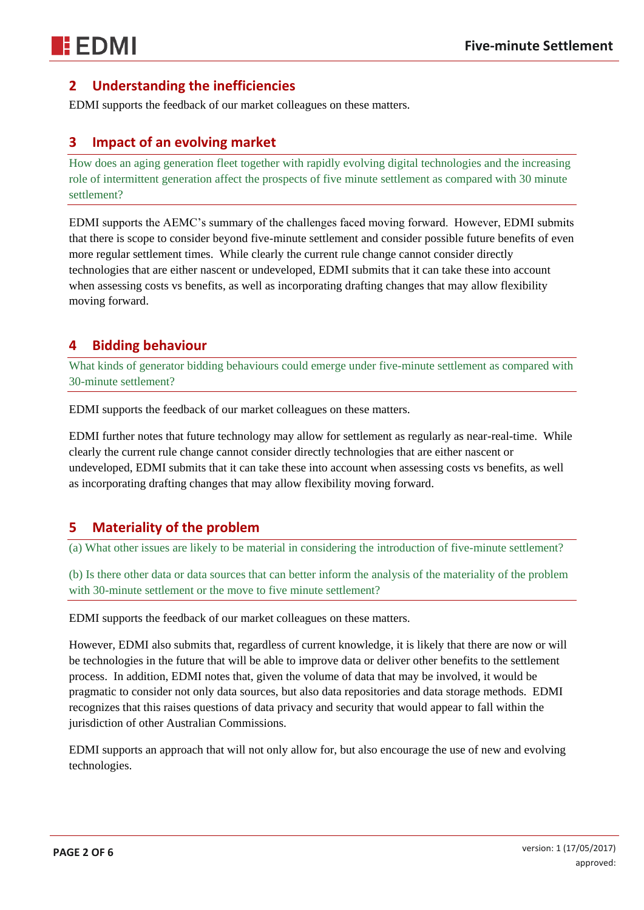## 2 Understanding the inefficiencies

EDMI supports the feedback of our market colleagues on these matters.

## 3 Impact of an evolving market

How does an aging generation fleet together with rapidly evolving digital technologies and the increasing role of intermittent generation affect the prospects of five minute settlement as compared with 30 minute settlement?

EDMI supports the AEMC's summary of the challenges faced moving forward. However, EDMI submits that there is scope to consider beyond five-minute settlement and consider possible future benefits of even more regular settlement times. While clearly the current rule change cannot consider directly technologies that are either nascent or undeveloped, EDMI submits that it can take these into account when assessing costs vs benefits, as well as incorporating drafting changes that may allow flexibility moving forward.

## 4 Bidding behaviour

What kinds of generator bidding behaviours could emerge under five-minute settlement as compared with 30-minute settlement?

EDMI supports the feedback of our market colleagues on these matters.

EDMI further notes that future technology may allow for settlement as regularly as near-real-time. While clearly the current rule change cannot consider directly technologies that are either nascent or undeveloped, EDMI submits that it can take these into account when assessing costs vs benefits, as well as incorporating drafting changes that may allow flexibility moving forward.

## 5 Materiality of the problem

(a) What other issues are likely to be material in considering the introduction of five-minute settlement?

(b) Is there other data or data sources that can better inform the analysis of the materiality of the problem with 30-minute settlement or the move to five minute settlement?

EDMI supports the feedback of our market colleagues on these matters.

However, EDMI also submits that, regardless of current knowledge, it is likely that there are now or will be technologies in the future that will be able to improve data or deliver other benefits to the settlement process. In addition, EDMI notes that, given the volume of data that may be involved, it would be pragmatic to consider not only data sources, but also data repositories and data storage methods. EDMI recognizes that this raises questions of data privacy and security that would appear to fall within the jurisdiction of other Australian Commissions.

EDMI supports an approach that will not only allow for, but also encourage the use of new and evolving technologies.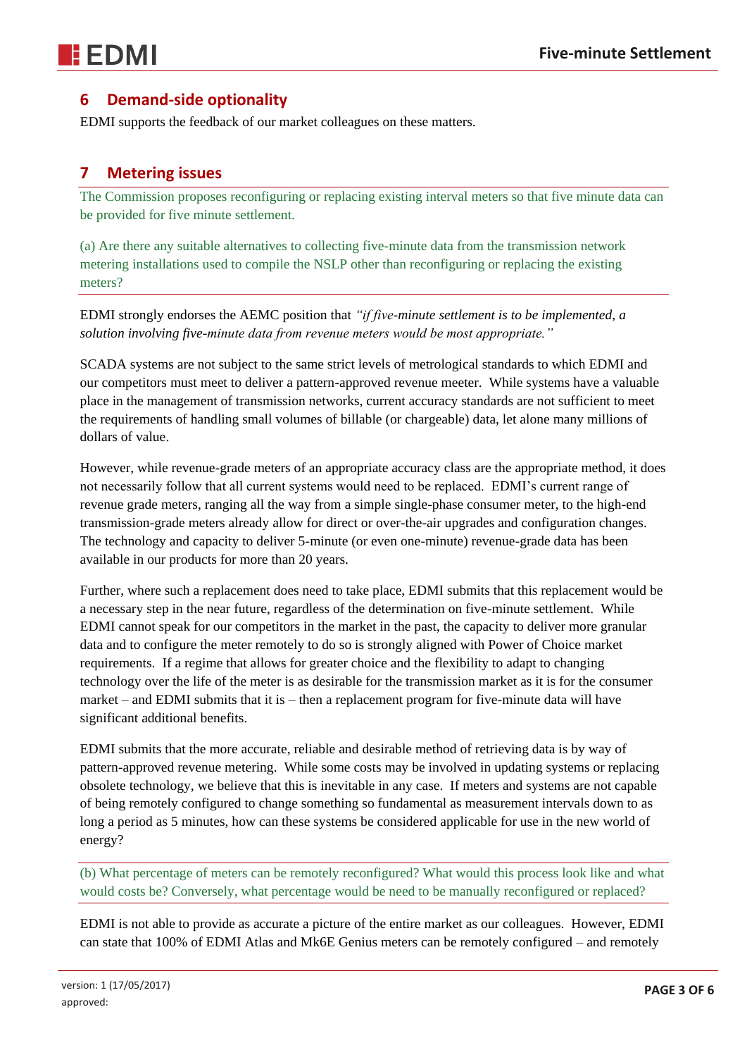## 6 Demand-side optionality

EDMI supports the feedback of our market colleagues on these matters.

## 7 Metering issues

The Commission proposes reconfiguring or replacing existing interval meters so that five minute data can be provided for five minute settlement.

(a) Are there any suitable alternatives to collecting five-minute data from the transmission network metering installations used to compile the NSLP other than reconfiguring or replacing the existing meters?

EDMI strongly endorses the AEMC position that *"if five-minute settlement is to be implemented, a solution involving five-minute data from revenue meters would be most appropriate."*

SCADA systems are not subject to the same strict levels of metrological standards to which EDMI and our competitors must meet to deliver a pattern-approved revenue meeter. While systems have a valuable place in the management of transmission networks, current accuracy standards are not sufficient to meet the requirements of handling small volumes of billable (or chargeable) data, let alone many millions of dollars of value.

However, while revenue-grade meters of an appropriate accuracy class are the appropriate method, it does not necessarily follow that all current systems would need to be replaced. EDMI's current range of revenue grade meters, ranging all the way from a simple single-phase consumer meter, to the high-end transmission-grade meters already allow for direct or over-the-air upgrades and configuration changes. The technology and capacity to deliver 5-minute (or even one-minute) revenue-grade data has been available in our products for more than 20 years.

Further, where such a replacement does need to take place, EDMI submits that this replacement would be a necessary step in the near future, regardless of the determination on five-minute settlement. While EDMI cannot speak for our competitors in the market in the past, the capacity to deliver more granular data and to configure the meter remotely to do so is strongly aligned with Power of Choice market requirements. If a regime that allows for greater choice and the flexibility to adapt to changing technology over the life of the meter is as desirable for the transmission market as it is for the consumer market – and EDMI submits that it is – then a replacement program for five-minute data will have significant additional benefits.

EDMI submits that the more accurate, reliable and desirable method of retrieving data is by way of pattern-approved revenue metering. While some costs may be involved in updating systems or replacing obsolete technology, we believe that this is inevitable in any case. If meters and systems are not capable of being remotely configured to change something so fundamental as measurement intervals down to as long a period as 5 minutes, how can these systems be considered applicable for use in the new world of energy?

(b) What percentage of meters can be remotely reconfigured? What would this process look like and what would costs be? Conversely, what percentage would be need to be manually reconfigured or replaced?

EDMI is not able to provide as accurate a picture of the entire market as our colleagues. However, EDMI can state that 100% of EDMI Atlas and Mk6E Genius meters can be remotely configured – and remotely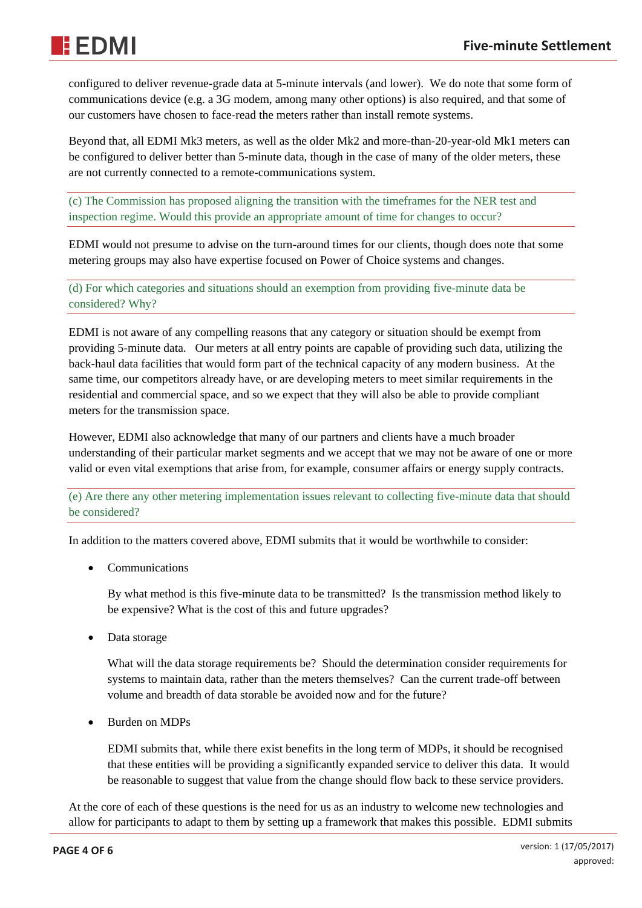configured to deliver revenue-grade data at 5-minute intervals (and lower). We do note that some form of communications device (e.g. a 3G modem, among many other options) is also required, and that some of our customers have chosen to face-read the meters rather than install remote systems.

Beyond that, all EDMI Mk3 meters, as well as the older Mk2 and more-than-20-year-old Mk1 meters can be configured to deliver better than 5-minute data, though in the case of many of the older meters, these are not currently connected to a remote-communications system.

(c) The Commission has proposed aligning the transition with the timeframes for the NER test and inspection regime. Would this provide an appropriate amount of time for changes to occur?

EDMI would not presume to advise on the turn-around times for our clients, though does note that some metering groups may also have expertise focused on Power of Choice systems and changes.

(d) For which categories and situations should an exemption from providing five-minute data be considered? Why?

EDMI is not aware of any compelling reasons that any category or situation should be exempt from providing 5-minute data. Our meters at all entry points are capable of providing such data, utilizing the back-haul data facilities that would form part of the technical capacity of any modern business. At the same time, our competitors already have, or are developing meters to meet similar requirements in the residential and commercial space, and so we expect that they will also be able to provide compliant meters for the transmission space.

However, EDMI also acknowledge that many of our partners and clients have a much broader understanding of their particular market segments and we accept that we may not be aware of one or more valid or even vital exemptions that arise from, for example, consumer affairs or energy supply contracts.

(e) Are there any other metering implementation issues relevant to collecting five-minute data that should be considered?

In addition to the matters covered above, EDMI submits that it would be worthwhile to consider:

- Communications

  By what method is this five-minute data to be transmitted? Is the transmission method likely to be expensive? What is the cost of this and future upgrades?

- Data storage

  What will the data storage requirements be? Should the determination consider requirements for systems to maintain data, rather than the meters themselves? Can the current trade-off between volume and breadth of data storable be avoided now and for the future?

- Burden on MDPs

  EDMI submits that, while there exist benefits in the long term of MDPs, it should be recognised that these entities will be providing a significantly expanded service to deliver this data. It would be reasonable to suggest that value from the change should flow back to these service providers.

At the core of each of these questions is the need for us as an industry to welcome new technologies and allow for participants to adapt to them by setting up a framework that makes this possible. EDMI submits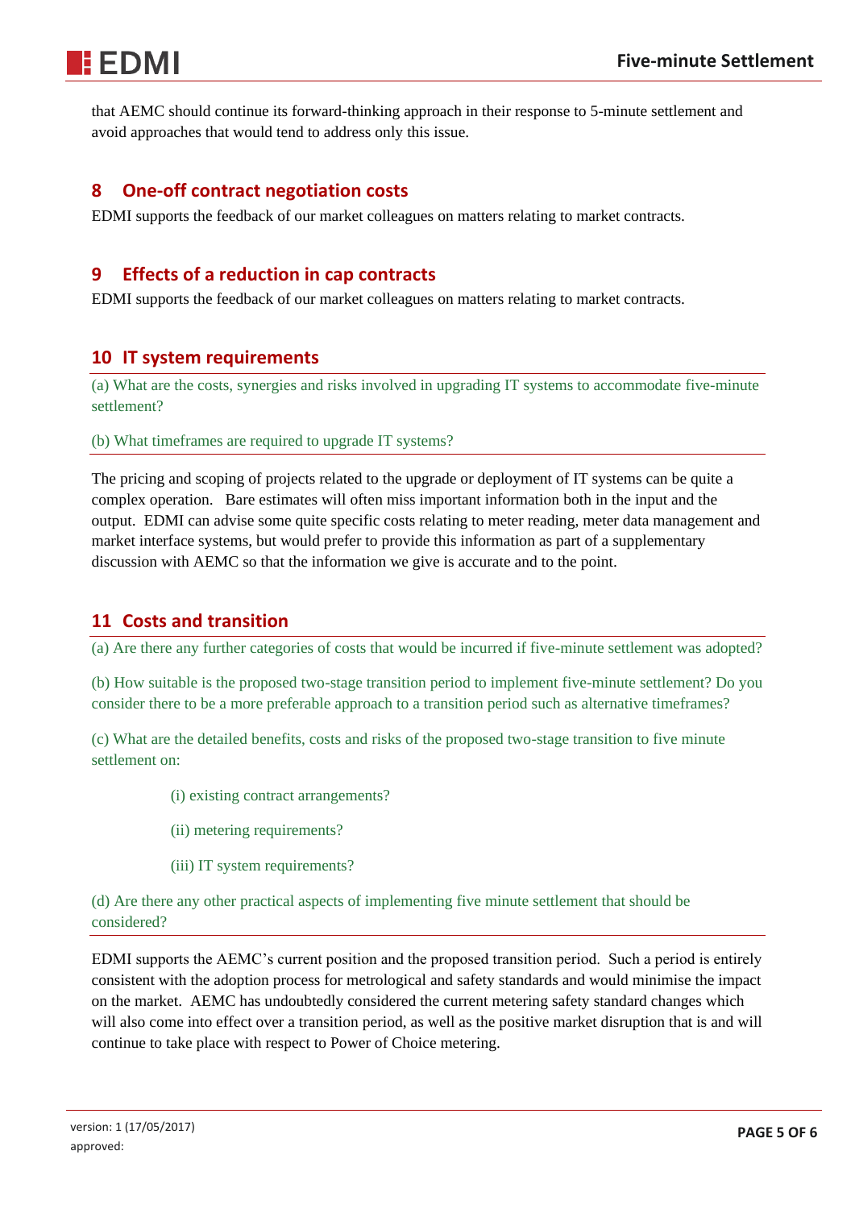that AEMC should continue its forward-thinking approach in their response to 5-minute settlement and avoid approaches that would tend to address only this issue.

## 8 One-off contract negotiation costs

EDMI supports the feedback of our market colleagues on matters relating to market contracts.

## 9 Effects of a reduction in cap contracts

EDMI supports the feedback of our market colleagues on matters relating to market contracts.

## 10 IT system requirements

(a) What are the costs, synergies and risks involved in upgrading IT systems to accommodate five-minute settlement?

(b) What timeframes are required to upgrade IT systems?

The pricing and scoping of projects related to the upgrade or deployment of IT systems can be quite a complex operation. Bare estimates will often miss important information both in the input and the output. EDMI can advise some quite specific costs relating to meter reading, meter data management and market interface systems, but would prefer to provide this information as part of a supplementary discussion with AEMC so that the information we give is accurate and to the point.

## 11 Costs and transition

(a) Are there any further categories of costs that would be incurred if five-minute settlement was adopted?

(b) How suitable is the proposed two-stage transition period to implement five-minute settlement? Do you consider there to be a more preferable approach to a transition period such as alternative timeframes?

(c) What are the detailed benefits, costs and risks of the proposed two-stage transition to five minute settlement on:

(i) existing contract arrangements?

(ii) metering requirements?

(iii) IT system requirements?

(d) Are there any other practical aspects of implementing five minute settlement that should be considered?

EDMI supports the AEMC's current position and the proposed transition period. Such a period is entirely consistent with the adoption process for metrological and safety standards and would minimise the impact on the market. AEMC has undoubtedly considered the current metering safety standard changes which will also come into effect over a transition period, as well as the positive market disruption that is and will continue to take place with respect to Power of Choice metering.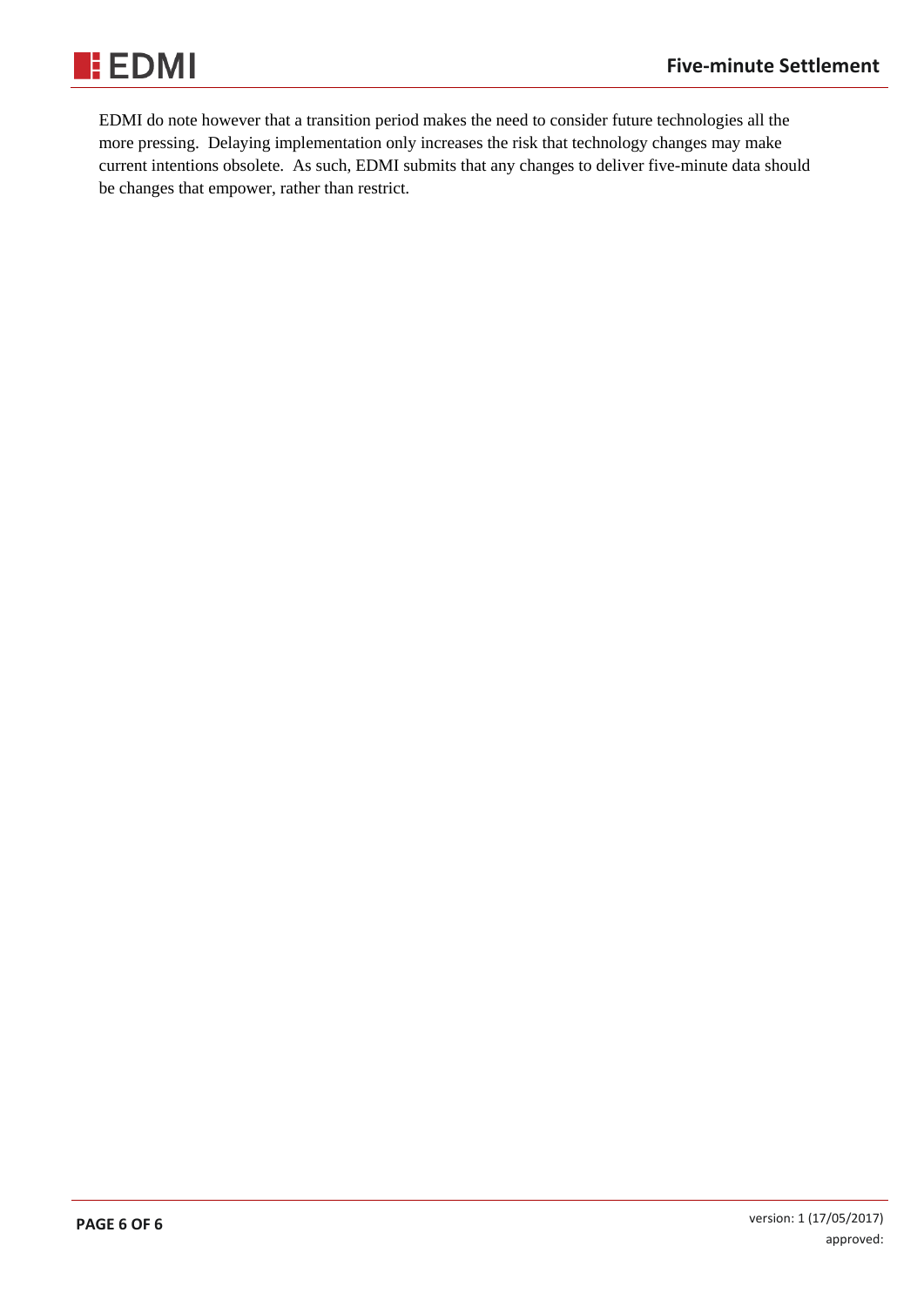EDMI do note however that a transition period makes the need to consider future technologies all the more pressing. Delaying implementation only increases the risk that technology changes may make current intentions obsolete. As such, EDMI submits that any changes to deliver five-minute data should be changes that empower, rather than restrict.